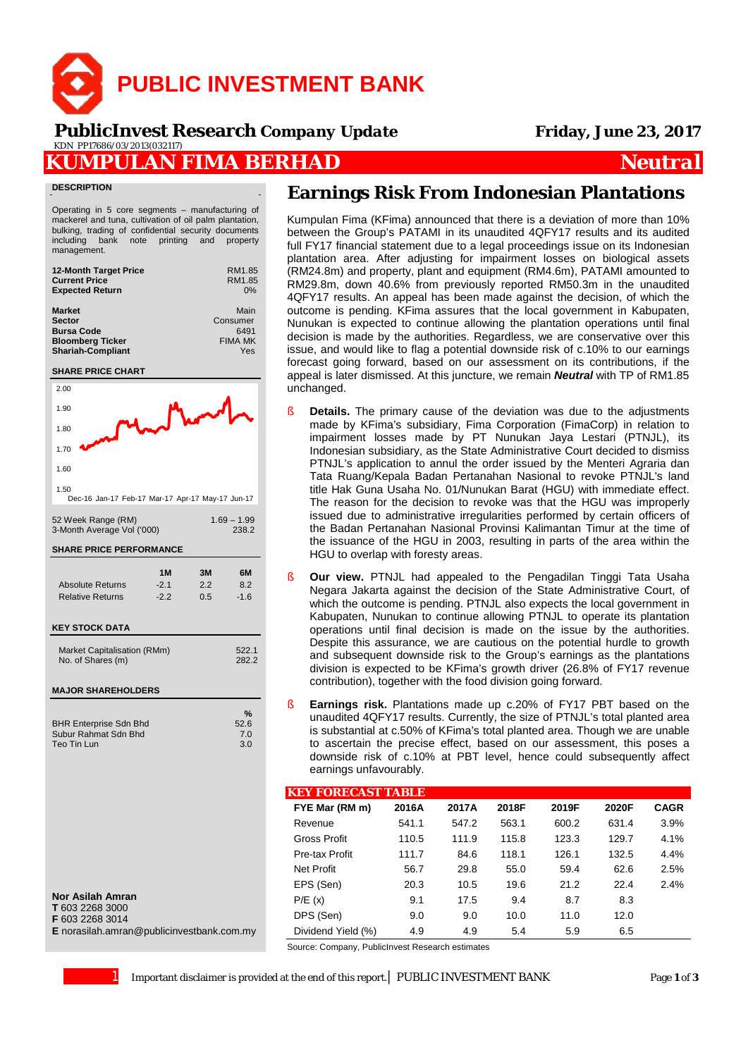# PUBLIC INVESTMENT BANK

**PublicInvest Research** *Company Update*

KDN PP17686/03/2013(032117)

**Friday, June 23, 2017**

## KUMPULAN FIMA BERHAD — Neutral

### DESCRIPTION

Operating in 5 core segments – manufacturing of mackerel and tuna, cultivation of oil palm plantation, bulking, trading of confidential security documents including bank note printing and property management.

| | |
|---|---|
| **12-Month Target Price** | RM1.85 |
| **Current Price** | RM1.85 |
| **Expected Return** | 0% |

| | |
|---|---|
| **Market** | Main |
| **Sector** | Consumer |
| **Bursa Code** | 6491 |
| **Bloomberg Ticker** | FIMA MK |
| **Shariah-Compliant** | Yes |

### SHARE PRICE CHART

| | |
|---|---|
| 52 Week Range (RM) | 1.69 – 1.99 |
| 3-Month Average Vol ('000) | 238.2 |

### SHARE PRICE PERFORMANCE

| | 1M | 3M | 6M |
|---|---|---|---|
| Absolute Returns | -2.1 | 2.2 | 8.2 |
| Relative Returns | -2.2 | 0.5 | -1.6 |

### KEY STOCK DATA

| | |
|---|---|
| Market Capitalisation (RMm) | 522.1 |
| No. of Shares (m) | 282.2 |

### MAJOR SHAREHOLDERS

| | % |
|---|---|
| BHR Enterprise Sdn Bhd | 52.6 |
| Subur Rahmat Sdn Bhd | 7.0 |
| Teo Tin Lun | 3.0 |

**Nor Asilah Amran**
**T** 603 2268 3000
**F** 603 2268 3014
**E** norasilah.amran@publicinvestbank.com.my

# Earnings Risk From Indonesian Plantations

Kumpulan Fima (KFima) announced that there is a deviation of more than 10% between the Group's PATAMI in its unaudited 4QFY17 results and its audited full FY17 financial statement due to a legal proceedings issue on its Indonesian plantation area. After adjusting for impairment losses on biological assets (RM24.8m) and property, plant and equipment (RM4.6m), PATAMI amounted to RM29.8m, down 40.6% from previously reported RM50.3m in the unaudited 4QFY17 results. An appeal has been made against the decision, of which the outcome is pending. KFima assures that the local government in Kabupaten, Nunukan is expected to continue allowing the plantation operations until final decision is made by the authorities. Regardless, we are conservative over this issue, and would like to flag a potential downside risk of c.10% to our earnings forecast going forward, based on our assessment on its contributions, if the appeal is later dismissed. At this juncture, we remain ***Neutral*** with TP of RM1.85 unchanged.

- **Details.** The primary cause of the deviation was due to the adjustments made by KFima's subsidiary, Fima Corporation (FimaCorp) in relation to impairment losses made by PT Nunukan Jaya Lestari (PTNJL), its Indonesian subsidiary, as the State Administrative Court decided to dismiss PTNJL's application to annul the order issued by the Menteri Agraria dan Tata Ruang/Kepala Badan Pertanahan Nasional to revoke PTNJL's land title Hak Guna Usaha No. 01/Nunukan Barat (HGU) with immediate effect. The reason for the decision to revoke was that the HGU was improperly issued due to administrative irregularities performed by certain officers of the Badan Pertanahan Nasional Provinsi Kalimantan Timur at the time of the issuance of the HGU in 2003, resulting in parts of the area within the HGU to overlap with foresty areas.
- **Our view.** PTNJL had appealed to the Pengadilan Tinggi Tata Usaha Negara Jakarta against the decision of the State Administrative Court, of which the outcome is pending. PTNJL also expects the local government in Kabupaten, Nunukan to continue allowing PTNJL to operate its plantation operations until final decision is made on the issue by the authorities. Despite this assurance, we are cautious on the potential hurdle to growth and subsequent downside risk to the Group's earnings as the plantations division is expected to be KFima's growth driver (26.8% of FY17 revenue contribution), together with the food division going forward.
- **Earnings risk.** Plantations made up c.20% of FY17 PBT based on the unaudited 4QFY17 results. Currently, the size of PTNJL's total planted area is substantial at c.50% of KFima's total planted area. Though we are unable to ascertain the precise effect, based on our assessment, this poses a downside risk of c.10% at PBT level, hence could subsequently affect earnings unfavourably.

**KEY FORECAST TABLE**

| FYE Mar (RM m) | 2016A | 2017A | 2018F | 2019F | 2020F | CAGR |
|---|---|---|---|---|---|---|
| Revenue | 541.1 | 547.2 | 563.1 | 600.2 | 631.4 | 3.9% |
| Gross Profit | 110.5 | 111.9 | 115.8 | 123.3 | 129.7 | 4.1% |
| Pre-tax Profit | 111.7 | 84.6 | 118.1 | 126.1 | 132.5 | 4.4% |
| Net Profit | 56.7 | 29.8 | 55.0 | 59.4 | 62.6 | 2.5% |
| EPS (Sen) | 20.3 | 10.5 | 19.6 | 21.2 | 22.4 | 2.4% |
| P/E (x) | 9.1 | 17.5 | 9.4 | 8.7 | 8.3 | |
| DPS (Sen) | 9.0 | 9.0 | 10.0 | 11.0 | 12.0 | |
| Dividend Yield (%) | 4.9 | 4.9 | 5.4 | 5.9 | 6.5 | |

Source: Company, PublicInvest Research estimates

Important disclaimer is provided at the end of this report.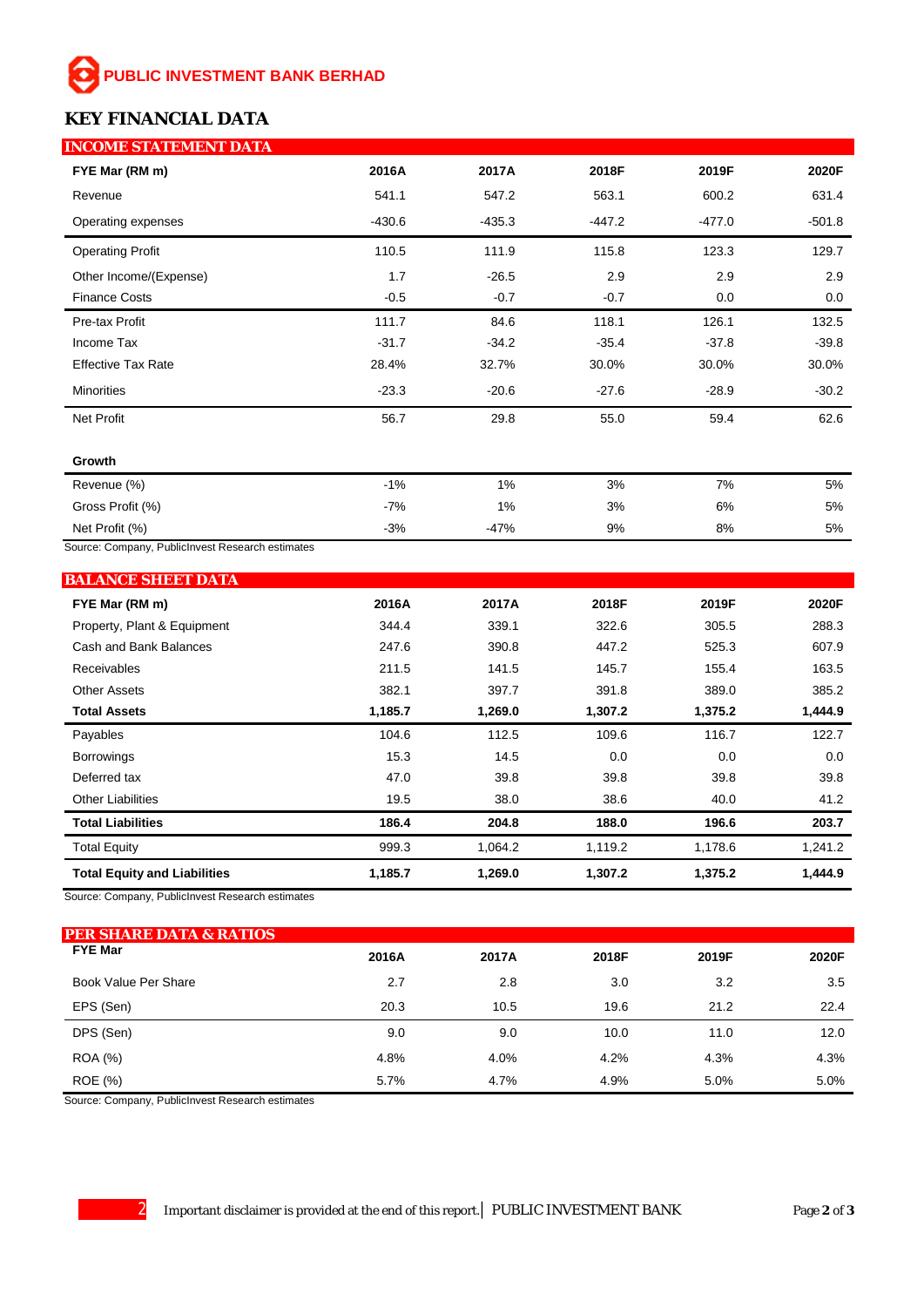**PUBLIC INVESTMENT BANK BERHAD**

# KEY FINANCIAL DATA

## INCOME STATEMENT DATA

| FYE Mar (RM m) | 2016A | 2017A | 2018F | 2019F | 2020F |
|---|---|---|---|---|---|
| Revenue | 541.1 | 547.2 | 563.1 | 600.2 | 631.4 |
| Operating expenses | -430.6 | -435.3 | -447.2 | -477.0 | -501.8 |
| Operating Profit | 110.5 | 111.9 | 115.8 | 123.3 | 129.7 |
| Other Income/(Expense) | 1.7 | -26.5 | 2.9 | 2.9 | 2.9 |
| Finance Costs | -0.5 | -0.7 | -0.7 | 0.0 | 0.0 |
| Pre-tax Profit | 111.7 | 84.6 | 118.1 | 126.1 | 132.5 |
| Income Tax | -31.7 | -34.2 | -35.4 | -37.8 | -39.8 |
| Effective Tax Rate | 28.4% | 32.7% | 30.0% | 30.0% | 30.0% |
| Minorities | -23.3 | -20.6 | -27.6 | -28.9 | -30.2 |
| Net Profit | 56.7 | 29.8 | 55.0 | 59.4 | 62.6 |
| **Growth** | | | | | |
| Revenue (%) | -1% | 1% | 3% | 7% | 5% |
| Gross Profit (%) | -7% | 1% | 3% | 6% | 5% |
| Net Profit (%) | -3% | -47% | 9% | 8% | 5% |

Source: Company, PublicInvest Research estimates

## BALANCE SHEET DATA

| FYE Mar (RM m) | 2016A | 2017A | 2018F | 2019F | 2020F |
|---|---|---|---|---|---|
| Property, Plant & Equipment | 344.4 | 339.1 | 322.6 | 305.5 | 288.3 |
| Cash and Bank Balances | 247.6 | 390.8 | 447.2 | 525.3 | 607.9 |
| Receivables | 211.5 | 141.5 | 145.7 | 155.4 | 163.5 |
| Other Assets | 382.1 | 397.7 | 391.8 | 389.0 | 385.2 |
| **Total Assets** | **1,185.7** | **1,269.0** | **1,307.2** | **1,375.2** | **1,444.9** |
| Payables | 104.6 | 112.5 | 109.6 | 116.7 | 122.7 |
| Borrowings | 15.3 | 14.5 | 0.0 | 0.0 | 0.0 |
| Deferred tax | 47.0 | 39.8 | 39.8 | 39.8 | 39.8 |
| Other Liabilities | 19.5 | 38.0 | 38.6 | 40.0 | 41.2 |
| **Total Liabilities** | **186.4** | **204.8** | **188.0** | **196.6** | **203.7** |
| Total Equity | 999.3 | 1,064.2 | 1,119.2 | 1,178.6 | 1,241.2 |
| **Total Equity and Liabilities** | **1,185.7** | **1,269.0** | **1,307.2** | **1,375.2** | **1,444.9** |

Source: Company, PublicInvest Research estimates

## PER SHARE DATA & RATIOS

| FYE Mar | 2016A | 2017A | 2018F | 2019F | 2020F |
|---|---|---|---|---|---|
| Book Value Per Share | 2.7 | 2.8 | 3.0 | 3.2 | 3.5 |
| EPS (Sen) | 20.3 | 10.5 | 19.6 | 21.2 | 22.4 |
| DPS (Sen) | 9.0 | 9.0 | 10.0 | 11.0 | 12.0 |
| ROA (%) | 4.8% | 4.0% | 4.2% | 4.3% | 4.3% |
| ROE (%) | 5.7% | 4.7% | 4.9% | 5.0% | 5.0% |

Source: Company, PublicInvest Research estimates

Important disclaimer is provided at the end of this report.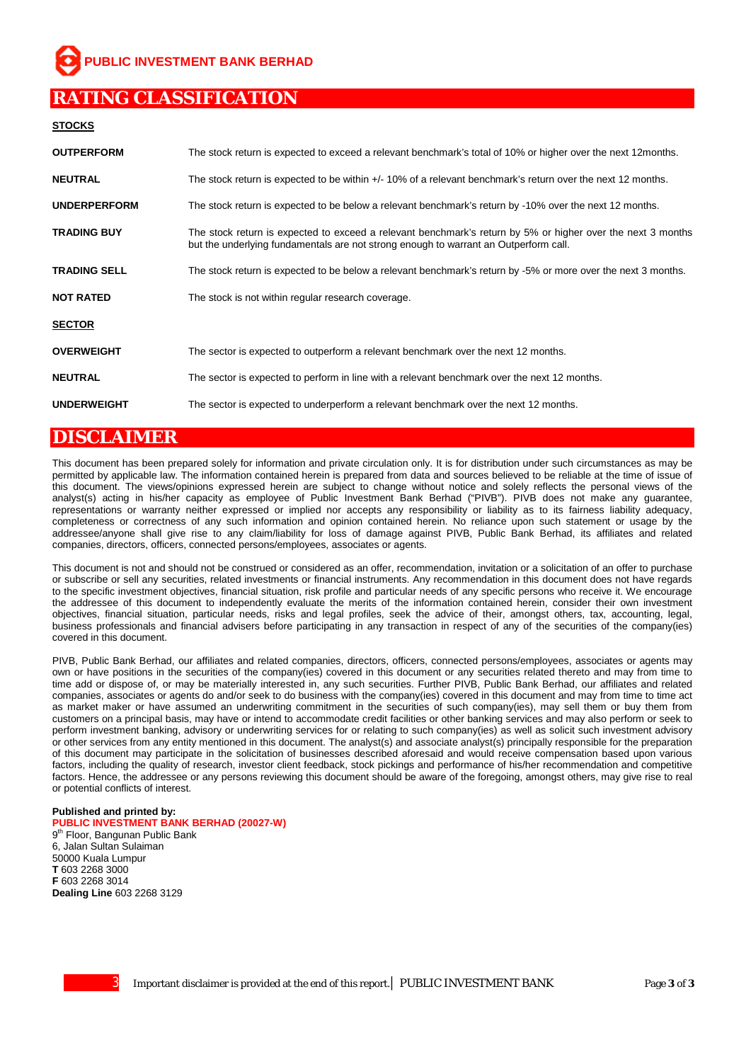**PUBLIC INVESTMENT BANK BERHAD**

# RATING CLASSIFICATION

**STOCKS**

| | |
|---|---|
| **OUTPERFORM** | The stock return is expected to exceed a relevant benchmark's total of 10% or higher over the next 12months. |
| **NEUTRAL** | The stock return is expected to be within +/- 10% of a relevant benchmark's return over the next 12 months. |
| **UNDERPERFORM** | The stock return is expected to be below a relevant benchmark's return by -10% over the next 12 months. |
| **TRADING BUY** | The stock return is expected to exceed a relevant benchmark's return by 5% or higher over the next 3 months but the underlying fundamentals are not strong enough to warrant an Outperform call. |
| **TRADING SELL** | The stock return is expected to be below a relevant benchmark's return by -5% or more over the next 3 months. |
| **NOT RATED** | The stock is not within regular research coverage. |

**SECTOR**

| | |
|---|---|
| **OVERWEIGHT** | The sector is expected to outperform a relevant benchmark over the next 12 months. |
| **NEUTRAL** | The sector is expected to perform in line with a relevant benchmark over the next 12 months. |
| **UNDERWEIGHT** | The sector is expected to underperform a relevant benchmark over the next 12 months. |

# DISCLAIMER

This document has been prepared solely for information and private circulation only. It is for distribution under such circumstances as may be permitted by applicable law. The information contained herein is prepared from data and sources believed to be reliable at the time of issue of this document. The views/opinions expressed herein are subject to change without notice and solely reflects the personal views of the analyst(s) acting in his/her capacity as employee of Public Investment Bank Berhad ("PIVB"). PIVB does not make any guarantee, representations or warranty neither expressed or implied nor accepts any responsibility or liability as to its fairness liability adequacy, completeness or correctness of any such information and opinion contained herein. No reliance upon such statement or usage by the addressee/anyone shall give rise to any claim/liability for loss of damage against PIVB, Public Bank Berhad, its affiliates and related companies, directors, officers, connected persons/employees, associates or agents.

This document is not and should not be construed or considered as an offer, recommendation, invitation or a solicitation of an offer to purchase or subscribe or sell any securities, related investments or financial instruments. Any recommendation in this document does not have regards to the specific investment objectives, financial situation, risk profile and particular needs of any specific persons who receive it. We encourage the addressee of this document to independently evaluate the merits of the information contained herein, consider their own investment objectives, financial situation, particular needs, risks and legal profiles, seek the advice of their, amongst others, tax, accounting, legal, business professionals and financial advisers before participating in any transaction in respect of any of the securities of the company(ies) covered in this document.

PIVB, Public Bank Berhad, our affiliates and related companies, directors, officers, connected persons/employees, associates or agents may own or have positions in the securities of the company(ies) covered in this document or any securities related thereto and may from time to time add or dispose of, or may be materially interested in, any such securities. Further PIVB, Public Bank Berhad, our affiliates and related companies, associates or agents do and/or seek to do business with the company(ies) covered in this document and may from time to time act as market maker or have assumed an underwriting commitment in the securities of such company(ies), may sell them or buy them from customers on a principal basis, may have or intend to accommodate credit facilities or other banking services and may also perform or seek to perform investment banking, advisory or underwriting services for or relating to such company(ies) as well as solicit such investment advisory or other services from any entity mentioned in this document. The analyst(s) and associate analyst(s) principally responsible for the preparation of this document may participate in the solicitation of businesses described aforesaid and would receive compensation based upon various factors, including the quality of research, investor client feedback, stock pickings and performance of his/her recommendation and competitive factors. Hence, the addressee or any persons reviewing this document should be aware of the foregoing, amongst others, may give rise to real or potential conflicts of interest.

**Published and printed by:**
**PUBLIC INVESTMENT BANK BERHAD (20027-W)**
9th Floor, Bangunan Public Bank
6, Jalan Sultan Sulaiman
50000 Kuala Lumpur
**T** 603 2268 3000
**F** 603 2268 3014
**Dealing Line** 603 2268 3129

Important disclaimer is provided at the end of this report.